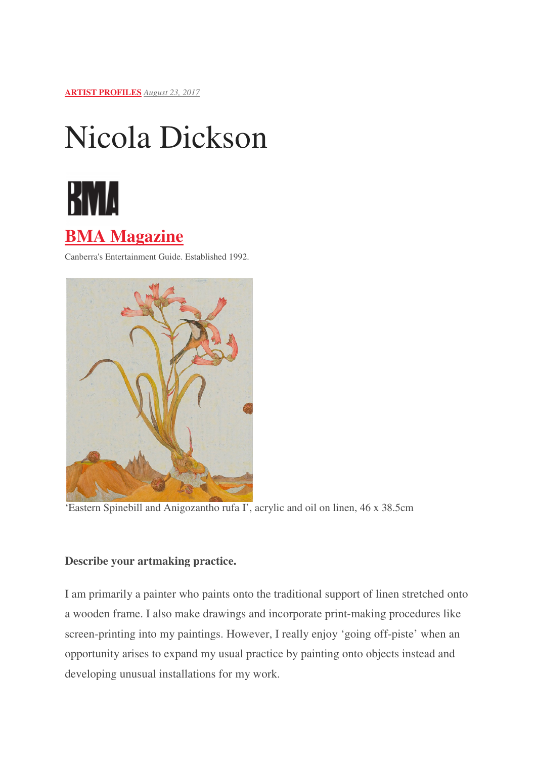**ARTIST PROFILES** *August 23, 2017*

# Nicola Dickson

## BMA Magazine

Canberra's Entertainment Guide. Established 1992.

'Eastern Spinebill and Anigozantho rufa I', acrylic and oil on linen, 46 x 38.5cm

**Describe your artmaking practice.**

I am primarily a painter who paints onto the traditional support of linen stretched onto a wooden frame. I also make drawings and incorporate print-making procedures like screen-printing into my paintings. However, I really enjoy 'going off-piste' when an opportunity arises to expand my usual practice by painting onto objects instead and developing unusual installations for my work.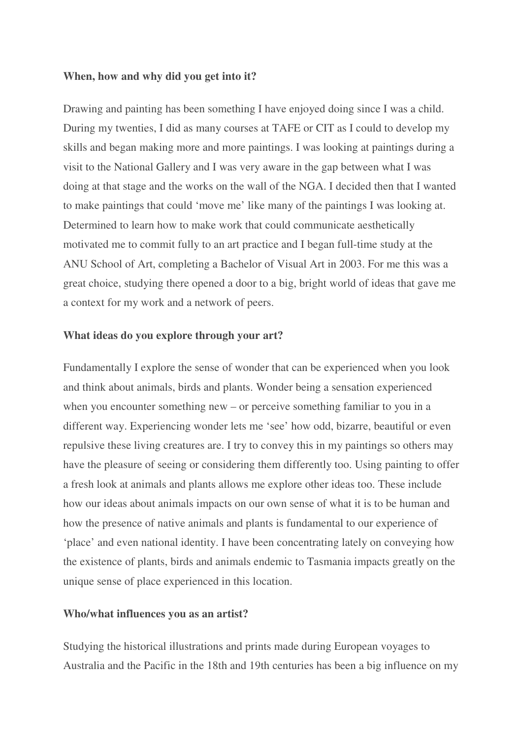**When, how and why did you get into it?**

Drawing and painting has been something I have enjoyed doing since I was a child. During my twenties, I did as many courses at TAFE or CIT as I could to develop my skills and began making more and more paintings. I was looking at paintings during a visit to the National Gallery and I was very aware in the gap between what I was doing at that stage and the works on the wall of the NGA. I decided then that I wanted to make paintings that could 'move me' like many of the paintings I was looking at. Determined to learn how to make work that could communicate aesthetically motivated me to commit fully to an art practice and I began full-time study at the ANU School of Art, completing a Bachelor of Visual Art in 2003. For me this was a great choice, studying there opened a door to a big, bright world of ideas that gave me a context for my work and a network of peers.

**What ideas do you explore through your art?**

Fundamentally I explore the sense of wonder that can be experienced when you look and think about animals, birds and plants. Wonder being a sensation experienced when you encounter something new – or perceive something familiar to you in a different way. Experiencing wonder lets me 'see' how odd, bizarre, beautiful or even repulsive these living creatures are. I try to convey this in my paintings so others may have the pleasure of seeing or considering them differently too. Using painting to offer a fresh look at animals and plants allows me explore other ideas too. These include how our ideas about animals impacts on our own sense of what it is to be human and how the presence of native animals and plants is fundamental to our experience of 'place' and even national identity. I have been concentrating lately on conveying how the existence of plants, birds and animals endemic to Tasmania impacts greatly on the unique sense of place experienced in this location.

**Who/what influences you as an artist?**

Studying the historical illustrations and prints made during European voyages to Australia and the Pacific in the 18th and 19th centuries has been a big influence on my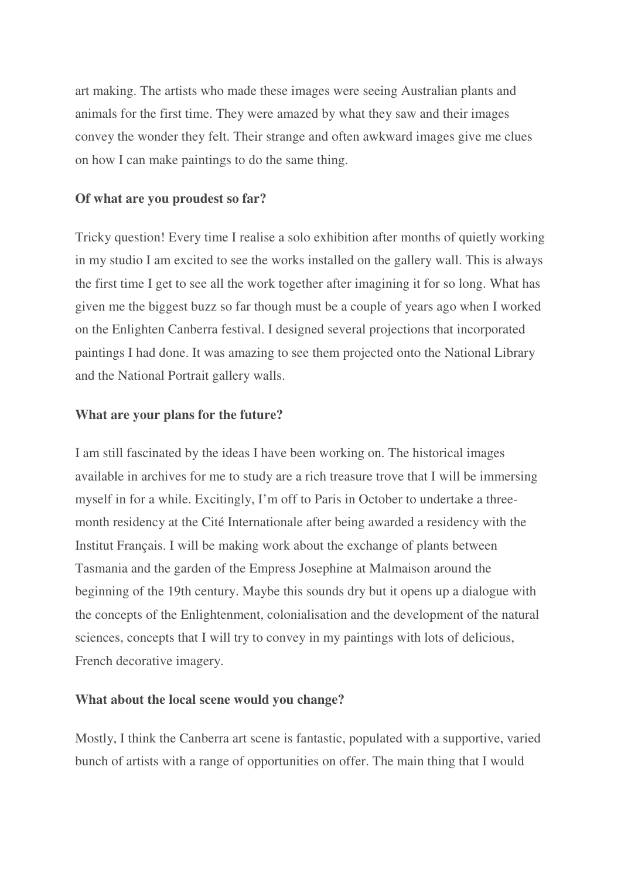art making. The artists who made these images were seeing Australian plants and animals for the first time. They were amazed by what they saw and their images convey the wonder they felt. Their strange and often awkward images give me clues on how I can make paintings to do the same thing.

**Of what are you proudest so far?**

Tricky question! Every time I realise a solo exhibition after months of quietly working in my studio I am excited to see the works installed on the gallery wall. This is always the first time I get to see all the work together after imagining it for so long. What has given me the biggest buzz so far though must be a couple of years ago when I worked on the Enlighten Canberra festival. I designed several projections that incorporated paintings I had done. It was amazing to see them projected onto the National Library and the National Portrait gallery walls.

**What are your plans for the future?**

I am still fascinated by the ideas I have been working on. The historical images available in archives for me to study are a rich treasure trove that I will be immersing myself in for a while. Excitingly, I'm off to Paris in October to undertake a three-month residency at the Cité Internationale after being awarded a residency with the Institut Français. I will be making work about the exchange of plants between Tasmania and the garden of the Empress Josephine at Malmaison around the beginning of the 19th century. Maybe this sounds dry but it opens up a dialogue with the concepts of the Enlightenment, colonialisation and the development of the natural sciences, concepts that I will try to convey in my paintings with lots of delicious, French decorative imagery.

**What about the local scene would you change?**

Mostly, I think the Canberra art scene is fantastic, populated with a supportive, varied bunch of artists with a range of opportunities on offer. The main thing that I would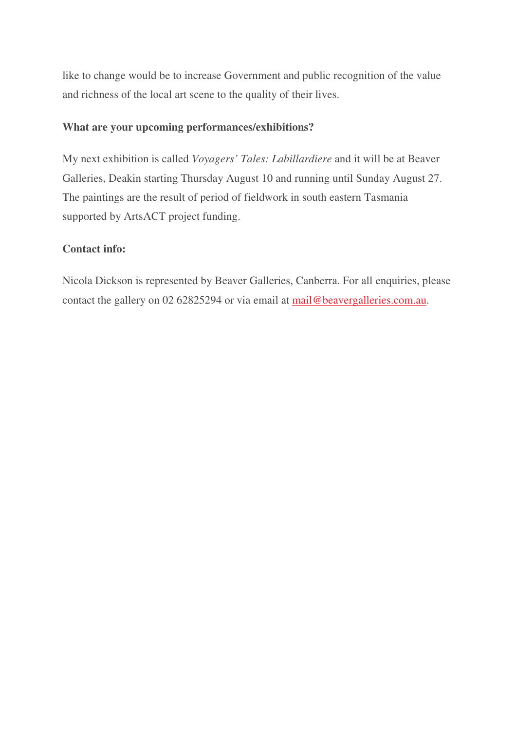like to change would be to increase Government and public recognition of the value and richness of the local art scene to the quality of their lives.

**What are your upcoming performances/exhibitions?**

My next exhibition is called *Voyagers' Tales: Labillardiere* and it will be at Beaver Galleries, Deakin starting Thursday August 10 and running until Sunday August 27. The paintings are the result of period of fieldwork in south eastern Tasmania supported by ArtsACT project funding.

**Contact info:**

Nicola Dickson is represented by Beaver Galleries, Canberra. For all enquiries, please contact the gallery on 02 62825294 or via email at mail@beavergalleries.com.au.